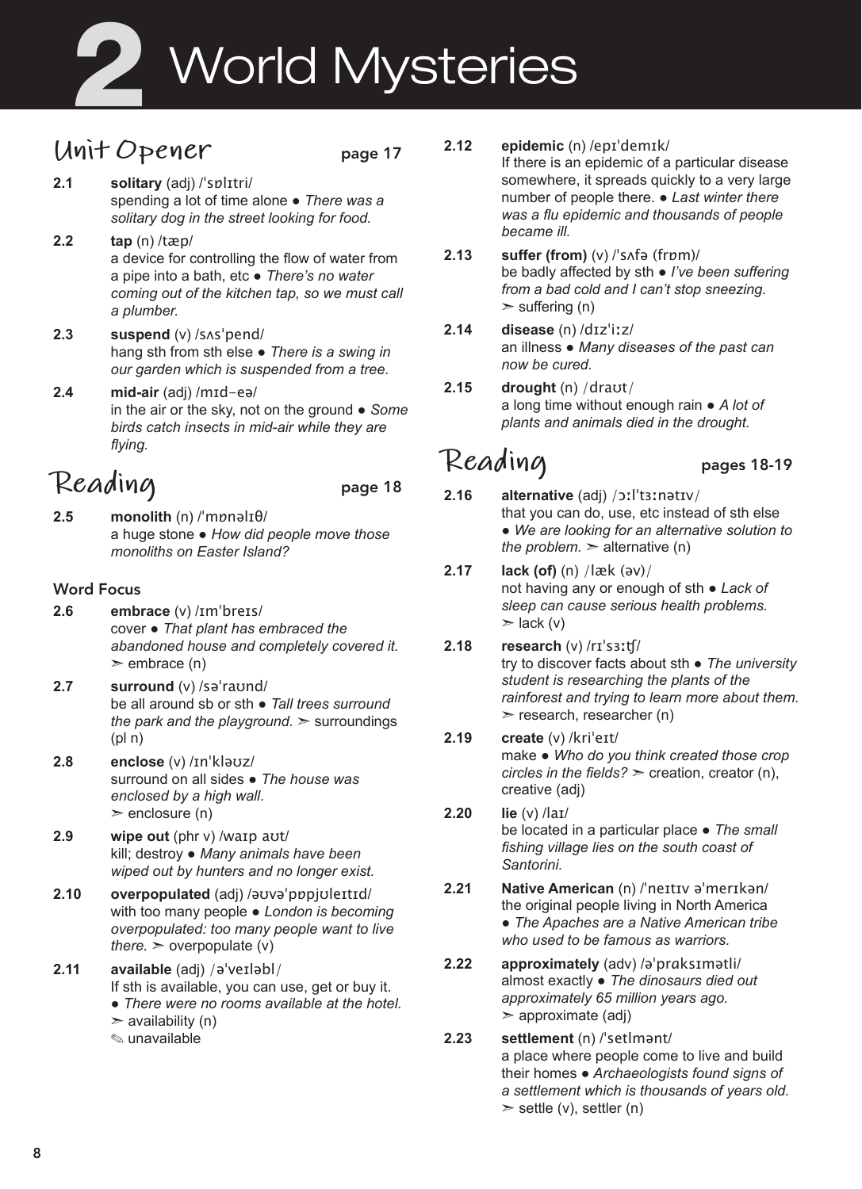# 2 World Mysteries

## Unit Opener page 17

**2.1** **solitary** (adj) /ˈsɒlɪtri/
spending a lot of time alone ● *There was a solitary dog in the street looking for food.*

**2.2** **tap** (n) /tæp/
a device for controlling the flow of water from a pipe into a bath, etc ● *There's no water coming out of the kitchen tap, so we must call a plumber.*

**2.3** **suspend** (v) /sʌsˈpend/
hang sth from sth else ● *There is a swing in our garden which is suspended from a tree.*

**2.4** **mid-air** (adj) /mɪd-eə/
in the air or the sky, not on the ground ● *Some birds catch insects in mid-air while they are flying.*

## Reading page 18

**2.5** **monolith** (n) /ˈmɒnəlɪθ/
a huge stone ● *How did people move those monoliths on Easter Island?*

### Word Focus

**2.6** **embrace** (v) /ɪmˈbreɪs/
cover ● *That plant has embraced the abandoned house and completely covered it.*
➣ embrace (n)

**2.7** **surround** (v) /səˈraʊnd/
be all around sb or sth ● *Tall trees surround the park and the playground.* ➣ surroundings (pl n)

**2.8** **enclose** (v) /ɪnˈkləʊz/
surround on all sides ● *The house was enclosed by a high wall.*
➣ enclosure (n)

**2.9** **wipe out** (phr v) /waɪp aʊt/
kill; destroy ● *Many animals have been wiped out by hunters and no longer exist.*

**2.10** **overpopulated** (adj) /əʊvəˈpɒpjʊleɪtɪd/
with too many people ● *London is becoming overpopulated: too many people want to live there.* ➣ overpopulate (v)

**2.11** **available** (adj) /əˈveɪləbl/
If sth is available, you can use, get or buy it.
● *There were no rooms available at the hotel.*
➣ availability (n)
✎ unavailable

**2.12** **epidemic** (n) /epɪˈdemɪk/
If there is an epidemic of a particular disease somewhere, it spreads quickly to a very large number of people there. ● *Last winter there was a flu epidemic and thousands of people became ill.*

**2.13** **suffer (from)** (v) /ˈsʌfə (frɒm)/
be badly affected by sth ● *I've been suffering from a bad cold and I can't stop sneezing.*
➣ suffering (n)

**2.14** **disease** (n) /dɪzˈiːz/
an illness ● *Many diseases of the past can now be cured.*

**2.15** **drought** (n) /draʊt/
a long time without enough rain ● *A lot of plants and animals died in the drought.*

## Reading pages 18-19

**2.16** **alternative** (adj) /ɔːlˈtɜːnətɪv/
that you can do, use, etc instead of sth else
● *We are looking for an alternative solution to the problem.* ➣ alternative (n)

**2.17** **lack (of)** (n) /læk (əv)/
not having any or enough of sth ● *Lack of sleep can cause serious health problems.*
➣ lack (v)

**2.18** **research** (v) /rɪˈsɜːʧ/
try to discover facts about sth ● *The university student is researching the plants of the rainforest and trying to learn more about them.*
➣ research, researcher (n)

**2.19** **create** (v) /kriˈeɪt/
make ● *Who do you think created those crop circles in the fields?* ➣ creation, creator (n), creative (adj)

**2.20** **lie** (v) /laɪ/
be located in a particular place ● *The small fishing village lies on the south coast of Santorini.*

**2.21** **Native American** (n) /ˈneɪtɪv əˈmerɪkən/
the original people living in North America
● *The Apaches are a Native American tribe who used to be famous as warriors.*

**2.22** **approximately** (adv) /əˈprɑksɪmətli/
almost exactly ● *The dinosaurs died out approximately 65 million years ago.*
➣ approximate (adj)

**2.23** **settlement** (n) /ˈsetlmənt/
a place where people come to live and build their homes ● *Archaeologists found signs of a settlement which is thousands of years old.*
➣ settle (v), settler (n)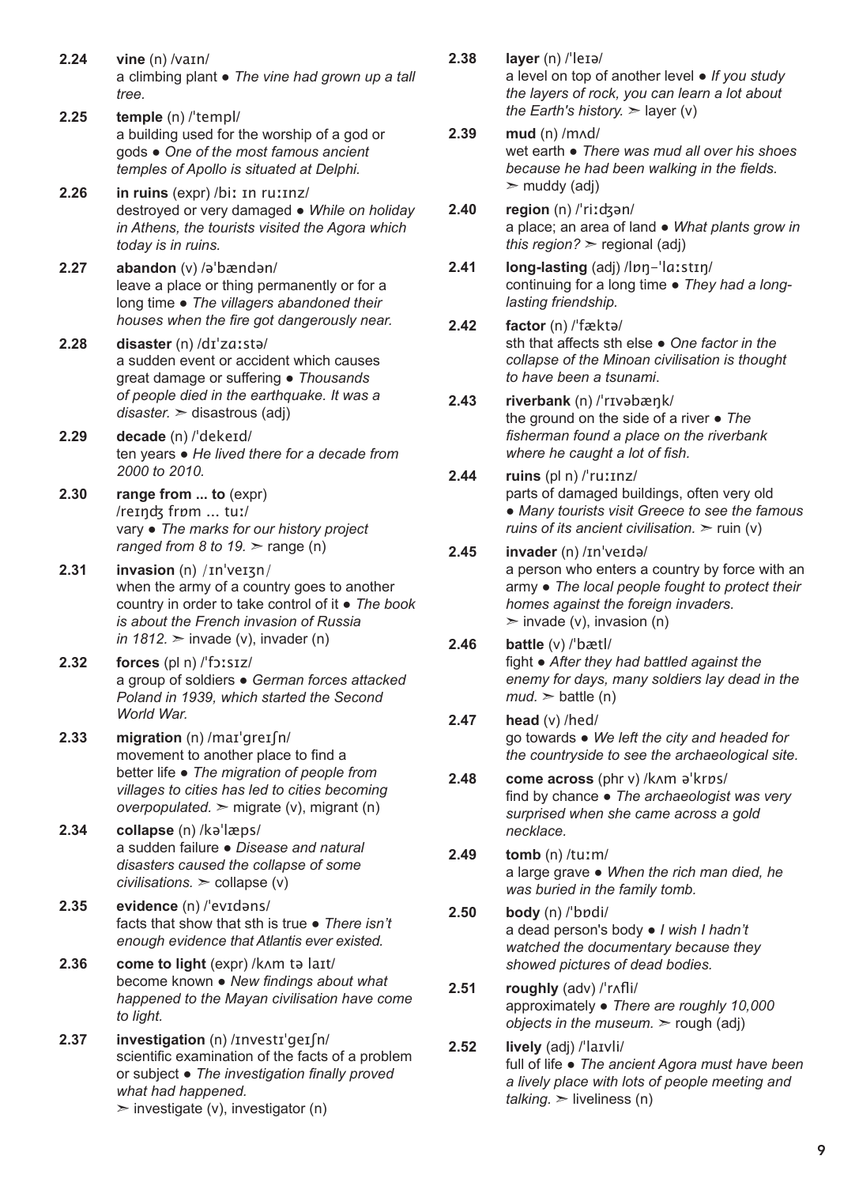**2.24** **vine** (n) /vaɪn/
a climbing plant ● *The vine had grown up a tall tree.*

**2.25** **temple** (n) /ˈtempl/
a building used for the worship of a god or gods ● *One of the most famous ancient temples of Apollo is situated at Delphi.*

**2.26** **in ruins** (expr) /biː ɪn ruːɪnz/
destroyed or very damaged ● *While on holiday in Athens, the tourists visited the Agora which today is in ruins.*

**2.27** **abandon** (v) /əˈbændən/
leave a place or thing permanently or for a long time ● *The villagers abandoned their houses when the fire got dangerously near.*

**2.28** **disaster** (n) /dɪˈzɑːstə/
a sudden event or accident which causes great damage or suffering ● *Thousands of people died in the earthquake. It was a disaster.* ➢ disastrous (adj)

**2.29** **decade** (n) /ˈdekeɪd/
ten years ● *He lived there for a decade from 2000 to 2010.*

**2.30** **range from ... to** (expr) /reɪndʒ frɒm ... tuː/
vary ● *The marks for our history project ranged from 8 to 19.* ➢ range (n)

**2.31** **invasion** (n) /ɪnˈveɪʒn/
when the army of a country goes to another country in order to take control of it ● *The book is about the French invasion of Russia in 1812.* ➢ invade (v), invader (n)

**2.32** **forces** (pl n) /ˈfɔːsɪz/
a group of soldiers ● *German forces attacked Poland in 1939, which started the Second World War.*

**2.33** **migration** (n) /maɪˈɡreɪʃn/
movement to another place to find a better life ● *The migration of people from villages to cities has led to cities becoming overpopulated.* ➢ migrate (v), migrant (n)

**2.34** **collapse** (n) /kəˈlæps/
a sudden failure ● *Disease and natural disasters caused the collapse of some civilisations.* ➢ collapse (v)

**2.35** **evidence** (n) /ˈevɪdəns/
facts that show that sth is true ● *There isn't enough evidence that Atlantis ever existed.*

**2.36** **come to light** (expr) /kʌm tə laɪt/
become known ● *New findings about what happened to the Mayan civilisation have come to light.*

**2.37** **investigation** (n) /ɪnvestɪˈɡeɪʃn/
scientific examination of the facts of a problem or subject ● *The investigation finally proved what had happened.*
➢ investigate (v), investigator (n)

**2.38** **layer** (n) /ˈleɪə/
a level on top of another level ● *If you study the layers of rock, you can learn a lot about the Earth's history.* ➢ layer (v)

**2.39** **mud** (n) /mʌd/
wet earth ● *There was mud all over his shoes because he had been walking in the fields.*
➢ muddy (adj)

**2.40** **region** (n) /ˈriːdʒən/
a place; an area of land ● *What plants grow in this region?* ➢ regional (adj)

**2.41** **long-lasting** (adj) /lɒŋ–ˈlɑːstɪŋ/
continuing for a long time ● *They had a long-lasting friendship.*

**2.42** **factor** (n) /ˈfæktə/
sth that affects sth else ● *One factor in the collapse of the Minoan civilisation is thought to have been a tsunami.*

**2.43** **riverbank** (n) /ˈrɪvəbæŋk/
the ground on the side of a river ● *The fisherman found a place on the riverbank where he caught a lot of fish.*

**2.44** **ruins** (pl n) /ˈruːɪnz/
parts of damaged buildings, often very old ● *Many tourists visit Greece to see the famous ruins of its ancient civilisation.* ➢ ruin (v)

**2.45** **invader** (n) /ɪnˈveɪdə/
a person who enters a country by force with an army ● *The local people fought to protect their homes against the foreign invaders.*
➢ invade (v), invasion (n)

**2.46** **battle** (v) /ˈbætl/
fight ● *After they had battled against the enemy for days, many soldiers lay dead in the mud.* ➢ battle (n)

**2.47** **head** (v) /hed/
go towards ● *We left the city and headed for the countryside to see the archaeological site.*

**2.48** **come across** (phr v) /kʌm əˈkrɒs/
find by chance ● *The archaeologist was very surprised when she came across a gold necklace.*

**2.49** **tomb** (n) /tuːm/
a large grave ● *When the rich man died, he was buried in the family tomb.*

**2.50** **body** (n) /ˈbɒdi/
a dead person's body ● *I wish I hadn't watched the documentary because they showed pictures of dead bodies.*

**2.51** **roughly** (adv) /ˈrʌfli/
approximately ● *There are roughly 10,000 objects in the museum.* ➢ rough (adj)

**2.52** **lively** (adj) /ˈlaɪvli/
full of life ● *The ancient Agora must have been a lively place with lots of people meeting and talking.* ➢ liveliness (n)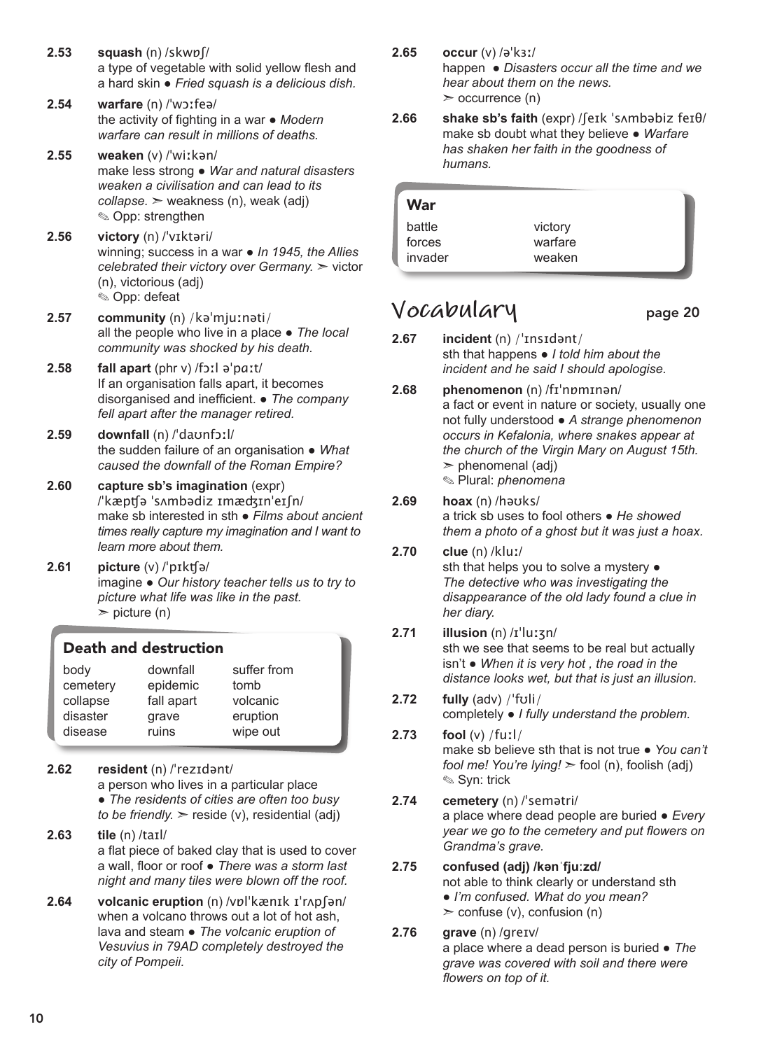**2.53** **squash** (n) /skwɒʃ/
a type of vegetable with solid yellow flesh and a hard skin ● *Fried squash is a delicious dish.*

**2.54** **warfare** (n) /ˈwɔːfeə/
the activity of fighting in a war ● *Modern warfare can result in millions of deaths.*

**2.55** **weaken** (v) /ˈwiːkən/
make less strong ● *War and natural disasters weaken a civilisation and can lead to its collapse.* ➢ weakness (n), weak (adj)
✎ Opp: strengthen

**2.56** **victory** (n) /ˈvɪktəri/
winning; success in a war ● *In 1945, the Allies celebrated their victory over Germany.* ➢ victor (n), victorious (adj)
✎ Opp: defeat

**2.57** **community** (n) /kəˈmjuːnəti/
all the people who live in a place ● *The local community was shocked by his death.*

**2.58** **fall apart** (phr v) /fɔːl əˈpɑːt/
If an organisation falls apart, it becomes disorganised and inefficient. ● *The company fell apart after the manager retired.*

**2.59** **downfall** (n) /ˈdaʊnfɔːl/
the sudden failure of an organisation ● *What caused the downfall of the Roman Empire?*

**2.60** **capture sb's imagination** (expr) /ˈkæptʃə ˈsʌmbədiz ɪmædʒɪnˈeɪʃn/
make sb interested in sth ● *Films about ancient times really capture my imagination and I want to learn more about them.*

**2.61** **picture** (v) /ˈpɪktʃə/
imagine ● *Our history teacher tells us to try to picture what life was like in the past.*
➢ picture (n)

### Death and destruction

| | | |
|---|---|---|
| body | downfall | suffer from |
| cemetery | epidemic | tomb |
| collapse | fall apart | volcanic |
| disaster | grave | eruption |
| disease | ruins | wipe out |

**2.62** **resident** (n) /ˈrezɪdənt/
a person who lives in a particular place ● *The residents of cities are often too busy to be friendly.* ➢ reside (v), residential (adj)

**2.63** **tile** (n) /taɪl/
a flat piece of baked clay that is used to cover a wall, floor or roof ● *There was a storm last night and many tiles were blown off the roof.*

**2.64** **volcanic eruption** (n) /vɒlˈkænɪk ɪˈrʌpʃən/
when a volcano throws out a lot of hot ash, lava and steam ● *The volcanic eruption of Vesuvius in 79AD completely destroyed the city of Pompeii.*

**2.65** **occur** (v) /əˈkɜː/
happen ● *Disasters occur all the time and we hear about them on the news.*
➢ occurrence (n)

**2.66** **shake sb's faith** (expr) /ʃeɪk ˈsʌmbəbiz feɪθ/
make sb doubt what they believe ● *Warfare has shaken her faith in the goodness of humans.*

### War

| | |
|---|---|
| battle | victory |
| forces | warfare |
| invader | weaken |

## Vocabulary page 20

**2.67** **incident** (n) /ˈɪnsɪdənt/
sth that happens ● *I told him about the incident and he said I should apologise.*

**2.68** **phenomenon** (n) /fɪˈnɒmɪnən/
a fact or event in nature or society, usually one not fully understood ● *A strange phenomenon occurs in Kefalonia, where snakes appear at the church of the Virgin Mary on August 15th.*
➢ phenomenal (adj)
✎ Plural: *phenomena*

**2.69** **hoax** (n) /həʊks/
a trick sb uses to fool others ● *He showed them a photo of a ghost but it was just a hoax.*

**2.70** **clue** (n) /kluː/
sth that helps you to solve a mystery ● *The detective who was investigating the disappearance of the old lady found a clue in her diary.*

**2.71** **illusion** (n) /ɪˈluːʒn/
sth we see that seems to be real but actually isn't ● *When it is very hot , the road in the distance looks wet, but that is just an illusion.*

**2.72** **fully** (adv) /ˈfʊli/
completely ● *I fully understand the problem.*

**2.73** **fool** (v) /fuːl/
make sb believe sth that is not true ● *You can't fool me! You're lying!* ➢ fool (n), foolish (adj)
✎ Syn: trick

**2.74** **cemetery** (n) /ˈsemətri/
a place where dead people are buried ● *Every year we go to the cemetery and put flowers on Grandma's grave.*

**2.75** **confused (adj) /kənˈfjuːzd/**
not able to think clearly or understand sth
● *I'm confused. What do you mean?*
➢ confuse (v), confusion (n)

**2.76** **grave** (n) /ɡreɪv/
a place where a dead person is buried ● *The grave was covered with soil and there were flowers on top of it.*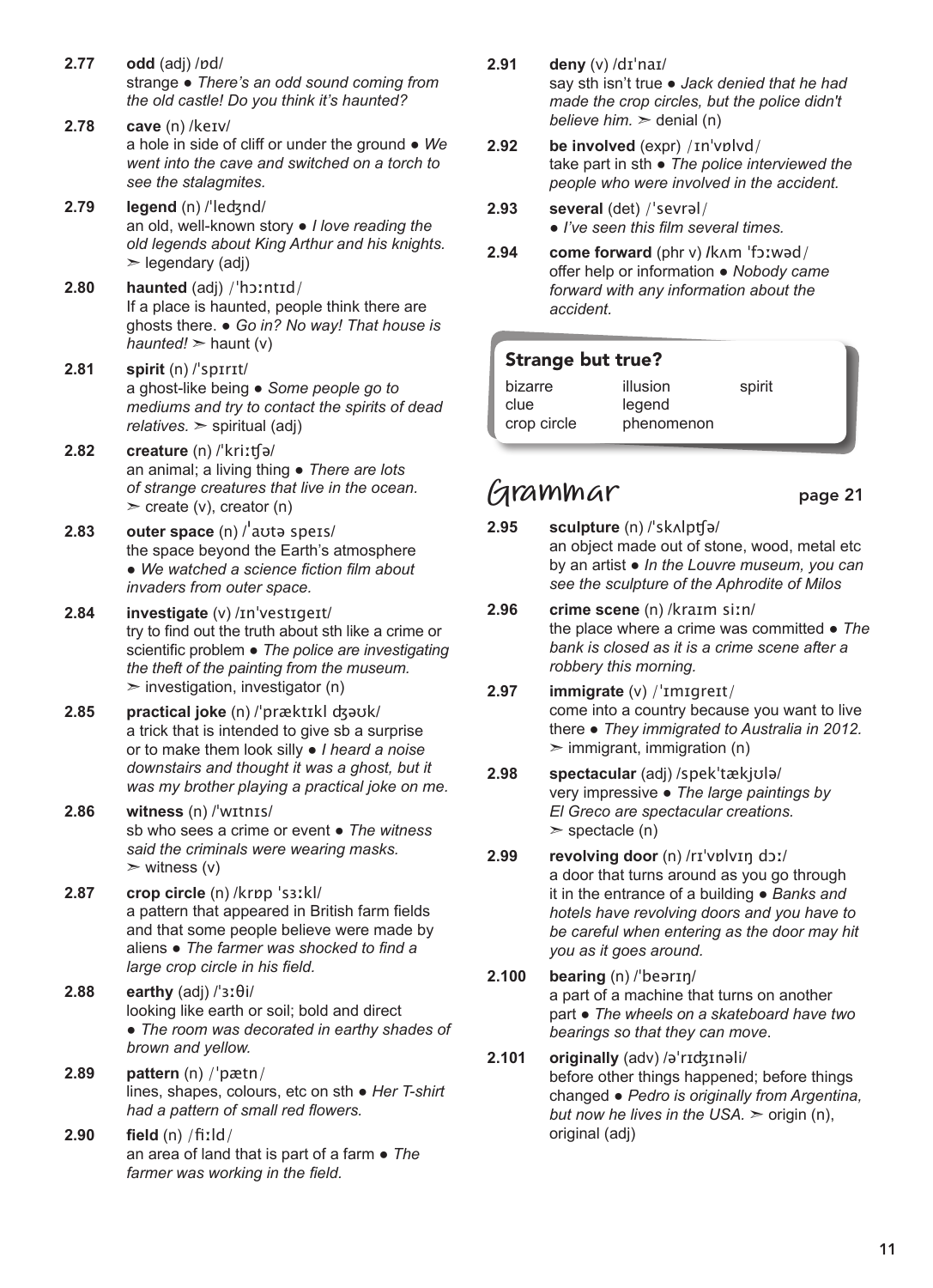**2.77** **odd** (adj) /ɒd/
strange ● *There's an odd sound coming from the old castle! Do you think it's haunted?*

**2.78** **cave** (n) /keɪv/
a hole in side of cliff or under the ground ● *We went into the cave and switched on a torch to see the stalagmites.*

**2.79** **legend** (n) /ˈledʒnd/
an old, well-known story ● *I love reading the old legends about King Arthur and his knights.* ➣ legendary (adj)

**2.80** **haunted** (adj) /ˈhɔːntɪd/
If a place is haunted, people think there are ghosts there. ● *Go in? No way! That house is haunted!* ➣ haunt (v)

**2.81** **spirit** (n) /ˈspɪrɪt/
a ghost-like being ● *Some people go to mediums and try to contact the spirits of dead relatives.* ➣ spiritual (adj)

**2.82** **creature** (n) /ˈkriːtʃə/
an animal; a living thing ● *There are lots of strange creatures that live in the ocean.* ➣ create (v), creator (n)

**2.83** **outer space** (n) /ˈaʊtə speɪs/
the space beyond the Earth's atmosphere ● *We watched a science fiction film about invaders from outer space.*

**2.84** **investigate** (v) /ɪnˈvestɪgeɪt/
try to find out the truth about sth like a crime or scientific problem ● *The police are investigating the theft of the painting from the museum.* ➣ investigation, investigator (n)

**2.85** **practical joke** (n) /ˈpræktɪkl dʒəʊk/
a trick that is intended to give sb a surprise or to make them look silly ● *I heard a noise downstairs and thought it was a ghost, but it was my brother playing a practical joke on me.*

**2.86** **witness** (n) /ˈwɪtnɪs/
sb who sees a crime or event ● *The witness said the criminals were wearing masks.* ➣ witness (v)

**2.87** **crop circle** (n) /krɒp ˈsɜːkl/
a pattern that appeared in British farm fields and that some people believe were made by aliens ● *The farmer was shocked to find a large crop circle in his field.*

**2.88** **earthy** (adj) /ˈɜːθi/
looking like earth or soil; bold and direct ● *The room was decorated in earthy shades of brown and yellow.*

**2.89** **pattern** (n) /ˈpætn/
lines, shapes, colours, etc on sth ● *Her T-shirt had a pattern of small red flowers.*

**2.90** **field** (n) /fiːld/
an area of land that is part of a farm ● *The farmer was working in the field.*

**2.91** **deny** (v) /dɪˈnaɪ/
say sth isn't true ● *Jack denied that he had made the crop circles, but the police didn't believe him.* ➣ denial (n)

**2.92** **be involved** (expr) /ɪnˈvɒlvd/
take part in sth ● *The police interviewed the people who were involved in the accident.*

**2.93** **several** (det) /ˈsevrəl/
● *I've seen this film several times.*

**2.94** **come forward** (phr v) /kʌm ˈfɔːwəd/
offer help or information ● *Nobody came forward with any information about the accident.*

### Strange but true?

| | | |
|---|---|---|
| bizarre | illusion | spirit |
| clue | legend | |
| crop circle | phenomenon | |

## Grammar

page 21

**2.95** **sculpture** (n) /ˈskʌlptʃə/
an object made out of stone, wood, metal etc by an artist ● *In the Louvre museum, you can see the sculpture of the Aphrodite of Milos*

**2.96** **crime scene** (n) /kraɪm siːn/
the place where a crime was committed ● *The bank is closed as it is a crime scene after a robbery this morning.*

**2.97** **immigrate** (v) /ˈɪmɪgreɪt/
come into a country because you want to live there ● *They immigrated to Australia in 2012.* ➣ immigrant, immigration (n)

**2.98** **spectacular** (adj) /spekˈtækjʊlə/
very impressive ● *The large paintings by El Greco are spectacular creations.* ➣ spectacle (n)

**2.99** **revolving door** (n) /rɪˈvɒlvɪŋ dɔː/
a door that turns around as you go through it in the entrance of a building ● *Banks and hotels have revolving doors and you have to be careful when entering as the door may hit you as it goes around.*

**2.100** **bearing** (n) /ˈbeərɪŋ/
a part of a machine that turns on another part ● *The wheels on a skateboard have two bearings so that they can move.*

**2.101** **originally** (adv) /əˈrɪdʒɪnəli/
before other things happened; before things changed ● *Pedro is originally from Argentina, but now he lives in the USA.* ➣ origin (n), original (adj)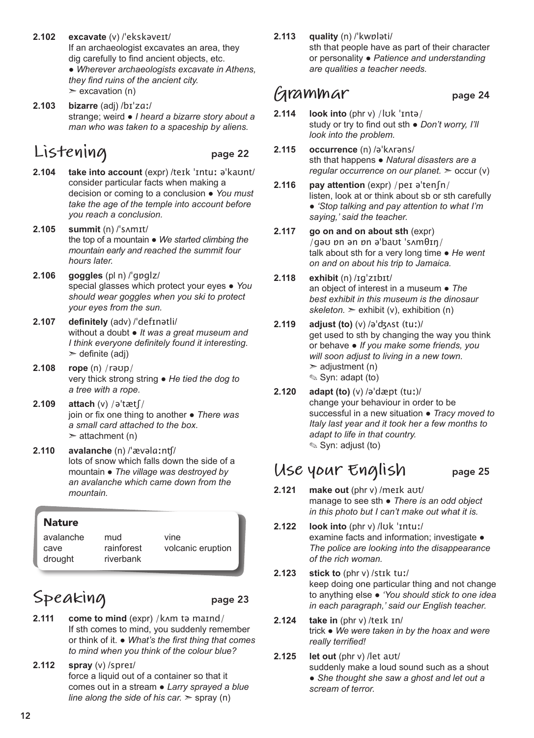**2.102** **excavate** (v) /ˈekskəveɪt/
If an archaeologist excavates an area, they dig carefully to find ancient objects, etc.
● *Wherever archaeologists excavate in Athens, they find ruins of the ancient city.*
➣ excavation (n)

**2.103** **bizarre** (adj) /bɪˈzɑː/
strange; weird ● *I heard a bizarre story about a man who was taken to a spaceship by aliens.*

## Listening page 22

**2.104** **take into account** (expr) /teɪk ˈɪntuː əˈkaʊnt/
consider particular facts when making a decision or coming to a conclusion ● *You must take the age of the temple into account before you reach a conclusion.*

**2.105** **summit** (n) /ˈsʌmɪt/
the top of a mountain ● *We started climbing the mountain early and reached the summit four hours later.*

**2.106** **goggles** (pl n) /ˈɡɒɡlz/
special glasses which protect your eyes ● *You should wear goggles when you ski to protect your eyes from the sun.*

**2.107** **definitely** (adv) /ˈdefɪnətli/
without a doubt ● *It was a great museum and I think everyone definitely found it interesting.*
➣ definite (adj)

**2.108** **rope** (n) /rəʊp/
very thick strong string ● *He tied the dog to a tree with a rope.*

**2.109** **attach** (v) /əˈtætʃ/
join or fix one thing to another ● *There was a small card attached to the box.*
➣ attachment (n)

**2.110** **avalanche** (n) /ˈævəlɑːnʧ/
lots of snow which falls down the side of a mountain ● *The village was destroyed by an avalanche which came down from the mountain.*

**Nature**

| | | |
|---|---|---|
| avalanche | mud | vine |
| cave | rainforest | volcanic eruption |
| drought | riverbank | |

## Speaking page 23

**2.111** **come to mind** (expr) /kʌm tə maɪnd/
If sth comes to mind, you suddenly remember or think of it. ● *What's the first thing that comes to mind when you think of the colour blue?*

**2.112** **spray** (v) /spreɪ/
force a liquid out of a container so that it comes out in a stream ● *Larry sprayed a blue line along the side of his car.* ➣ spray (n)

**2.113** **quality** (n) /ˈkwɒləti/
sth that people have as part of their character or personality ● *Patience and understanding are qualities a teacher needs.*

## Grammar page 24

**2.114** **look into** (phr v) /lʊk ˈɪntə/
study or try to find out sth ● *Don't worry, I'll look into the problem.*

**2.115** **occurrence** (n) /əˈkʌrəns/
sth that happens ● *Natural disasters are a regular occurrence on our planet.* ➣ occur (v)

**2.116** **pay attention** (expr) /peɪ əˈtenʃn/
listen, look at or think about sb or sth carefully ● *'Stop talking and pay attention to what I'm saying,' said the teacher.*

**2.117** **go on and on about sth** (expr) /ɡəʊ ɒn ən ɒn əˈbaʊt ˈsʌmθɪŋ/
talk about sth for a very long time ● *He went on and on about his trip to Jamaica.*

**2.118** **exhibit** (n) /ɪɡˈzɪbɪt/
an object of interest in a museum ● *The best exhibit in this museum is the dinosaur skeleton.* ➣ exhibit (v), exhibition (n)

**2.119** **adjust (to)** (v) /əˈdʒʌst (tuː)/
get used to sth by changing the way you think or behave ● *If you make some friends, you will soon adjust to living in a new town.*
➣ adjustment (n)
✎ Syn: adapt (to)

**2.120** **adapt (to)** (v) /əˈdæpt (tuː)/
change your behaviour in order to be successful in a new situation ● *Tracy moved to Italy last year and it took her a few months to adapt to life in that country.*
✎ Syn: adjust (to)

## Use your English page 25

**2.121** **make out** (phr v) /meɪk aʊt/
manage to see sth ● *There is an odd object in this photo but I can't make out what it is.*

**2.122** **look into** (phr v) /lʊk ˈɪntuː/
examine facts and information; investigate ● *The police are looking into the disappearance of the rich woman.*

**2.123** **stick to** (phr v) /stɪk tuː/
keep doing one particular thing and not change to anything else ● *'You should stick to one idea in each paragraph,' said our English teacher.*

**2.124** **take in** (phr v) /teɪk ɪn/
trick ● *We were taken in by the hoax and were really terrified!*

**2.125** **let out** (phr v) /let aʊt/
suddenly make a loud sound such as a shout ● *She thought she saw a ghost and let out a scream of terror.*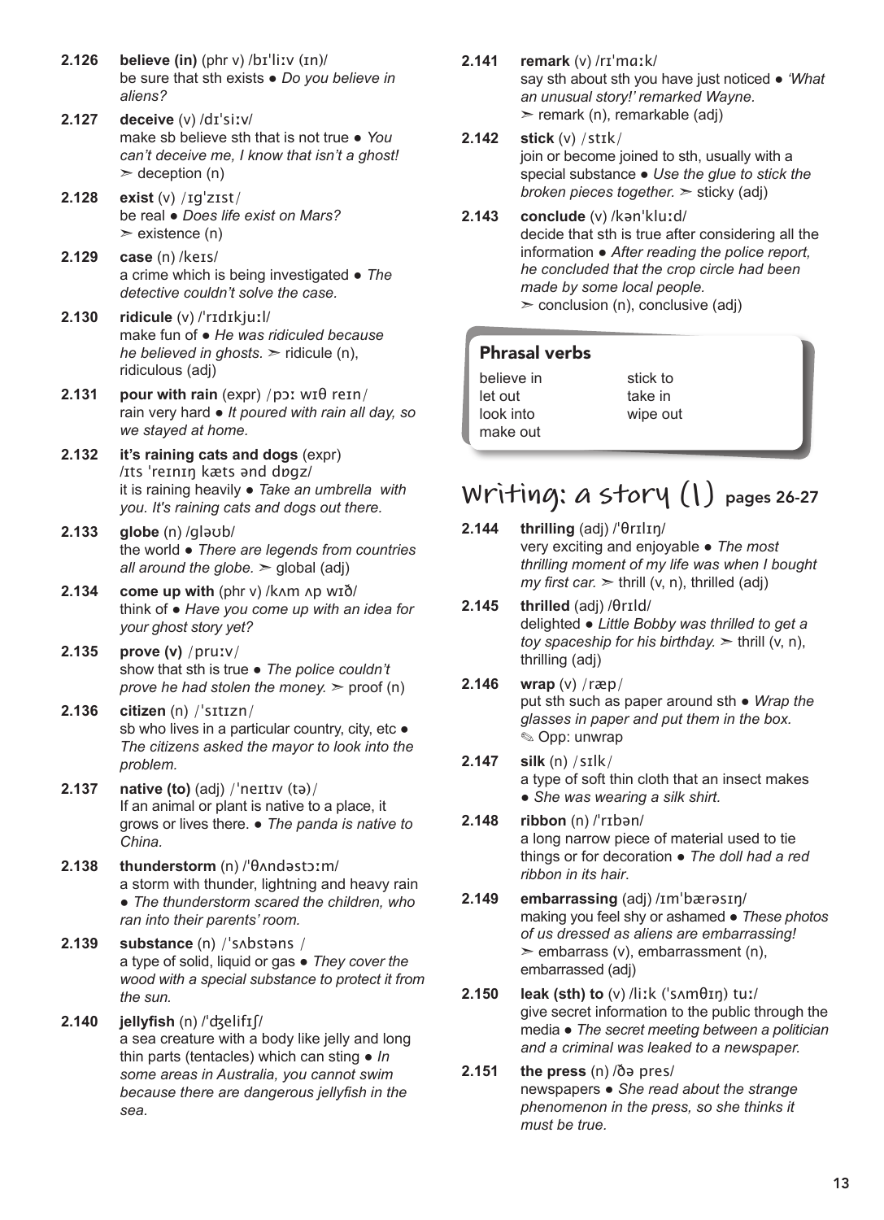**2.126** **believe (in)** (phr v) /bɪˈliːv (ɪn)/
be sure that sth exists ● *Do you believe in aliens?*

**2.127** **deceive** (v) /dɪˈsiːv/
make sb believe sth that is not true ● *You can't deceive me, I know that isn't a ghost!* ➣ deception (n)

**2.128** **exist** (v) /ɪɡˈzɪst/
be real ● *Does life exist on Mars?* ➣ existence (n)

**2.129** **case** (n) /keɪs/
a crime which is being investigated ● *The detective couldn't solve the case.*

**2.130** **ridicule** (v) /ˈrɪdɪkjuːl/
make fun of ● *He was ridiculed because he believed in ghosts.* ➣ ridicule (n), ridiculous (adj)

**2.131** **pour with rain** (expr) /pɔː wɪθ reɪn/
rain very hard ● *It poured with rain all day, so we stayed at home.*

**2.132** **it's raining cats and dogs** (expr) /ɪts ˈreɪnɪŋ kæts ənd dɒɡz/
it is raining heavily ● *Take an umbrella with you. It's raining cats and dogs out there.*

**2.133** **globe** (n) /ɡləʊb/
the world ● *There are legends from countries all around the globe.* ➣ global (adj)

**2.134** **come up with** (phr v) /kʌm ʌp wɪð/
think of ● *Have you come up with an idea for your ghost story yet?*

**2.135** **prove (v)** /pruːv/
show that sth is true ● *The police couldn't prove he had stolen the money.* ➣ proof (n)

**2.136** **citizen** (n) /ˈsɪtɪzn/
sb who lives in a particular country, city, etc ● *The citizens asked the mayor to look into the problem.*

**2.137** **native (to)** (adj) /ˈneɪtɪv (tə)/
If an animal or plant is native to a place, it grows or lives there. ● *The panda is native to China.*

**2.138** **thunderstorm** (n) /ˈθʌndəstɔːm/
a storm with thunder, lightning and heavy rain ● *The thunderstorm scared the children, who ran into their parents' room.*

**2.139** **substance** (n) /ˈsʌbstəns/
a type of solid, liquid or gas ● *They cover the wood with a special substance to protect it from the sun.*

**2.140** **jellyfish** (n) /ˈdʒelifɪʃ/
a sea creature with a body like jelly and long thin parts (tentacles) which can sting ● *In some areas in Australia, you cannot swim because there are dangerous jellyfish in the sea.*

**2.141** **remark** (v) /rɪˈmɑːk/
say sth about sth you have just noticed ● *'What an unusual story!' remarked Wayne.* ➣ remark (n), remarkable (adj)

**2.142** **stick** (v) /stɪk/
join or become joined to sth, usually with a special substance ● *Use the glue to stick the broken pieces together.* ➣ sticky (adj)

**2.143** **conclude** (v) /kənˈkluːd/
decide that sth is true after considering all the information ● *After reading the police report, he concluded that the crop circle had been made by some local people.* ➣ conclusion (n), conclusive (adj)

### Phrasal verbs

| | |
|---|---|
| believe in | stick to |
| let out | take in |
| look into | wipe out |
| make out | |

## Writing: a story (1) pages 26-27

**2.144** **thrilling** (adj) /ˈθrɪlɪŋ/
very exciting and enjoyable ● *The most thrilling moment of my life was when I bought my first car.* ➣ thrill (v, n), thrilled (adj)

**2.145** **thrilled** (adj) /θrɪld/
delighted ● *Little Bobby was thrilled to get a toy spaceship for his birthday.* ➣ thrill (v, n), thrilling (adj)

**2.146** **wrap** (v) /ræp/
put sth such as paper around sth ● *Wrap the glasses in paper and put them in the box.* ✎ Opp: unwrap

**2.147** **silk** (n) /sɪlk/
a type of soft thin cloth that an insect makes ● *She was wearing a silk shirt.*

**2.148** **ribbon** (n) /ˈrɪbən/
a long narrow piece of material used to tie things or for decoration ● *The doll had a red ribbon in its hair.*

**2.149** **embarrassing** (adj) /ɪmˈbærəsɪŋ/
making you feel shy or ashamed ● *These photos of us dressed as aliens are embarrassing!* ➣ embarrass (v), embarrassment (n), embarrassed (adj)

**2.150** **leak (sth) to** (v) /liːk (ˈsʌmθɪŋ) tuː/
give secret information to the public through the media ● *The secret meeting between a politician and a criminal was leaked to a newspaper.*

**2.151** **the press** (n) /ðə pres/
newspapers ● *She read about the strange phenomenon in the press, so she thinks it must be true.*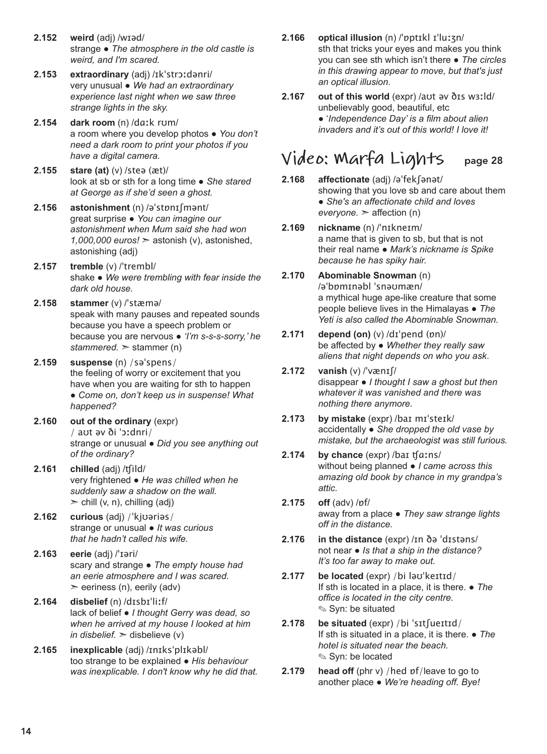**2.152** **weird** (adj) /wɪəd/
strange ● *The atmosphere in the old castle is weird, and I'm scared.*

**2.153** **extraordinary** (adj) /ɪkˈstrɔːdənri/
very unusual ● *We had an extraordinary experience last night when we saw three strange lights in the sky.*

**2.154** **dark room** (n) /dɑːk rʊm/
a room where you develop photos ● *You don't need a dark room to print your photos if you have a digital camera.*

**2.155** **stare (at)** (v) /steə (æt)/
look at sb or sth for a long time ● *She stared at George as if she'd seen a ghost.*

**2.156** **astonishment** (n) /əˈstɒnɪʃmənt/
great surprise ● *You can imagine our astonishment when Mum said she had won 1,000,000 euros!* ➣ astonish (v), astonished, astonishing (adj)

**2.157** **tremble** (v) /ˈtrembl/
shake ● *We were trembling with fear inside the dark old house.*

**2.158** **stammer** (v) /ˈstæmə/
speak with many pauses and repeated sounds because you have a speech problem or because you are nervous ● *'I'm s-s-s-sorry,' he stammered.* ➣ stammer (n)

**2.159** **suspense** (n) /səˈspens/
the feeling of worry or excitement that you have when you are waiting for sth to happen ● *Come on, don't keep us in suspense! What happened?*

**2.160** **out of the ordinary** (expr) / aʊt əv ði ˈɔːdnri/
strange or unusual ● *Did you see anything out of the ordinary?*

**2.161** **chilled** (adj) /ʧild/
very frightened ● *He was chilled when he suddenly saw a shadow on the wall.* ➣ chill (v, n), chilling (adj)

**2.162** **curious** (adj) /ˈkjʊəriəs/
strange or unusual ● *It was curious that he hadn't called his wife.*

**2.163** **eerie** (adj) /ˈɪəri/
scary and strange ● *The empty house had an eerie atmosphere and I was scared.* ➣ eeriness (n), eerily (adv)

**2.164** **disbelief** (n) /dɪsbɪˈliːf/
lack of belief ● *I thought Gerry was dead, so when he arrived at my house I looked at him in disbelief.* ➣ disbelieve (v)

**2.165** **inexplicable** (adj) /ɪnɪksˈplɪkəbl/
too strange to be explained ● *His behaviour was inexplicable. I don't know why he did that.*

**2.166** **optical illusion** (n) /ˈɒptɪkl ɪˈluːʒn/
sth that tricks your eyes and makes you think you can see sth which isn't there ● *The circles in this drawing appear to move, but that's just an optical illusion.*

**2.167** **out of this world** (expr) /aʊt əv ðɪs wɜːld/
unbelievably good, beautiful, etc ● *'Independence Day' is a film about alien invaders and it's out of this world! I love it!*

## Video: Marfa Lights page 28

**2.168** **affectionate** (adj) /əˈfekʃənət/
showing that you love sb and care about them ● *She's an affectionate child and loves everyone.* ➣ affection (n)

**2.169** **nickname** (n) /ˈnɪkneɪm/
a name that is given to sb, but that is not their real name ● *Mark's nickname is Spike because he has spiky hair.*

**2.170** **Abominable Snowman** (n) /əˈbɒmɪnəbl ˈsnəʊmæn/
a mythical huge ape-like creature that some people believe lives in the Himalayas ● *The Yeti is also called the Abominable Snowman.*

**2.171** **depend (on)** (v) /dɪˈpend (ɒn)/
be affected by ● *Whether they really saw aliens that night depends on who you ask.*

**2.172** **vanish** (v) /ˈvænɪʃ/
disappear ● *I thought I saw a ghost but then whatever it was vanished and there was nothing there anymore.*

**2.173** **by mistake** (expr) /baɪ mɪˈsteɪk/
accidentally ● *She dropped the old vase by mistake, but the archaeologist was still furious.*

**2.174** **by chance** (expr) /baɪ ʧɑːns/
without being planned ● *I came across this amazing old book by chance in my grandpa's attic.*

**2.175** **off** (adv) /ɒf/
away from a place ● *They saw strange lights off in the distance.*

**2.176** **in the distance** (expr) /ɪn ðə ˈdɪstəns/
not near ● *Is that a ship in the distance? It's too far away to make out.*

**2.177** **be located** (expr) /bi ləʊˈkeɪtɪd/
If sth is located in a place, it is there. ● *The office is located in the city centre.*
✎ Syn: be situated

**2.178** **be situated** (expr) /bi ˈsɪtʃueɪtɪd/
If sth is situated in a place, it is there. ● *The hotel is situated near the beach.*
✎ Syn: be located

**2.179** **head off** (phr v) /hed ɒf/ leave to go to another place ● *We're heading off. Bye!*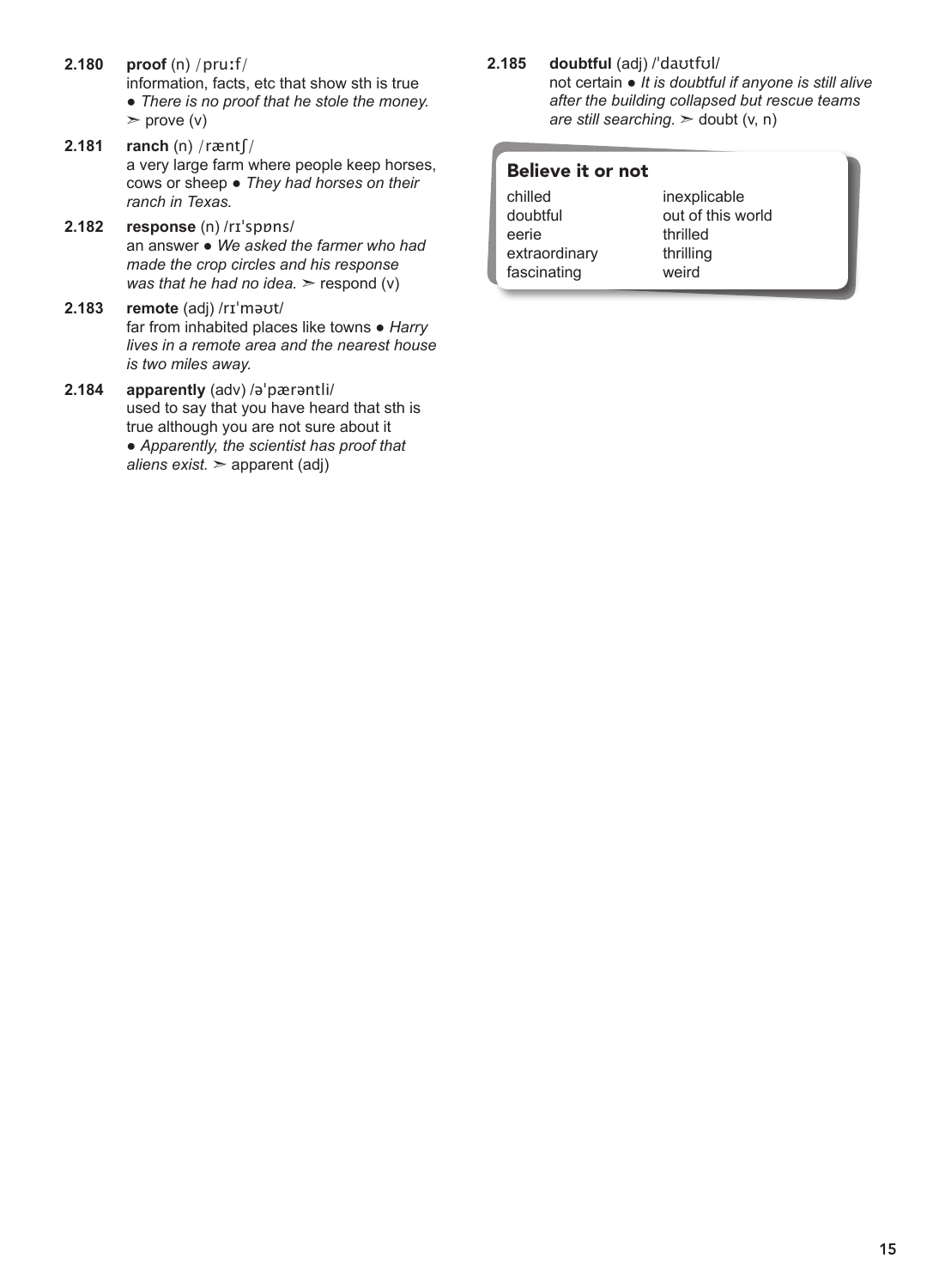**2.180** **proof** (n) /pruːf/
information, facts, etc that show sth is true ● *There is no proof that he stole the money.* ➣ prove (v)

**2.181** **ranch** (n) /ræntʃ/
a very large farm where people keep horses, cows or sheep ● *They had horses on their ranch in Texas.*

**2.182** **response** (n) /rɪˈspɒns/
an answer ● *We asked the farmer who had made the crop circles and his response was that he had no idea.* ➣ respond (v)

**2.183** **remote** (adj) /rɪˈməʊt/
far from inhabited places like towns ● *Harry lives in a remote area and the nearest house is two miles away.*

**2.184** **apparently** (adv) /əˈpærəntli/
used to say that you have heard that sth is true although you are not sure about it ● *Apparently, the scientist has proof that aliens exist.* ➣ apparent (adj)

**2.185** **doubtful** (adj) /ˈdaʊtfʊl/
not certain ● *It is doubtful if anyone is still alive after the building collapsed but rescue teams are still searching.* ➣ doubt (v, n)

### Believe it or not

| | |
|---|---|
| chilled | inexplicable |
| doubtful | out of this world |
| eerie | thrilled |
| extraordinary | thrilling |
| fascinating | weird |